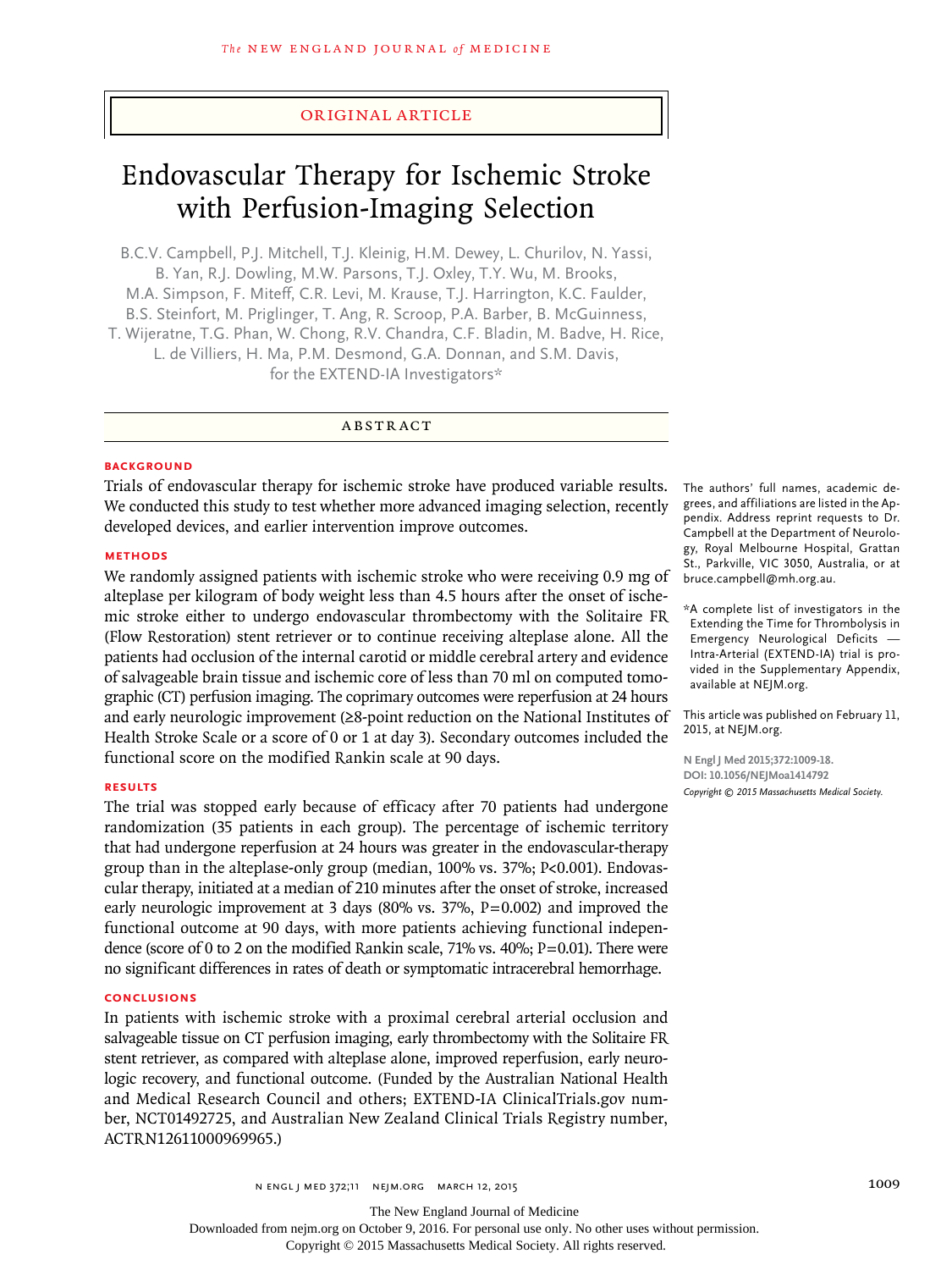Original Article

# Endovascular Therapy for Ischemic Stroke with Perfusion-Imaging Selection

B.C.V. Campbell, P.J. Mitchell, T.J. Kleinig, H.M. Dewey, L. Churilov, N. Yassi, B. Yan, R.J. Dowling, M.W. Parsons, T.J. Oxley, T.Y. Wu, M. Brooks, M.A. Simpson, F. Miteff, C.R. Levi, M. Krause, T.J. Harrington, K.C. Faulder, B.S. Steinfort, M. Priglinger, T. Ang, R. Scroop, P.A. Barber, B. McGuinness, T. Wijeratne, T.G. Phan, W. Chong, R.V. Chandra, C.F. Bladin, M. Badve, H. Rice, L. de Villiers, H. Ma, P.M. Desmond, G.A. Donnan, and S.M. Davis, for the EXTEND-IA Investigators*

## Abstract

### Background

Trials of endovascular therapy for ischemic stroke have produced variable results. We conducted this study to test whether more advanced imaging selection, recently developed devices, and earlier intervention improve outcomes.

### Methods

We randomly assigned patients with ischemic stroke who were receiving 0.9 mg of alteplase per kilogram of body weight less than 4.5 hours after the onset of ischemic stroke either to undergo endovascular thrombectomy with the Solitaire FR (Flow Restoration) stent retriever or to continue receiving alteplase alone. All the patients had occlusion of the internal carotid or middle cerebral artery and evidence of salvageable brain tissue and ischemic core of less than 70 ml on computed tomographic (CT) perfusion imaging. The coprimary outcomes were reperfusion at 24 hours and early neurologic improvement (≥8-point reduction on the National Institutes of Health Stroke Scale or a score of 0 or 1 at day 3). Secondary outcomes included the functional score on the modified Rankin scale at 90 days.

### Results

The trial was stopped early because of efficacy after 70 patients had undergone randomization (35 patients in each group). The percentage of ischemic territory that had undergone reperfusion at 24 hours was greater in the endovascular-therapy group than in the alteplase-only group (median, 100% vs. 37%; P<0.001). Endovascular therapy, initiated at a median of 210 minutes after the onset of stroke, increased early neurologic improvement at 3 days (80% vs. 37%, P=0.002) and improved the functional outcome at 90 days, with more patients achieving functional independence (score of 0 to 2 on the modified Rankin scale, 71% vs. 40%; P=0.01). There were no significant differences in rates of death or symptomatic intracerebral hemorrhage.

### Conclusions

In patients with ischemic stroke with a proximal cerebral arterial occlusion and salvageable tissue on CT perfusion imaging, early thrombectomy with the Solitaire FR stent retriever, as compared with alteplase alone, improved reperfusion, early neurologic recovery, and functional outcome. (Funded by the Australian National Health and Medical Research Council and others; EXTEND-IA ClinicalTrials.gov number, NCT01492725, and Australian New Zealand Clinical Trials Registry number, ACTRN12611000969965.)

The authors' full names, academic degrees, and affiliations are listed in the Appendix. Address reprint requests to Dr. Campbell at the Department of Neurology, Royal Melbourne Hospital, Grattan St., Parkville, VIC 3050, Australia, or at bruce.campbell@mh.org.au.

*A complete list of investigators in the Extending the Time for Thrombolysis in Emergency Neurological Deficits — Intra-Arterial (EXTEND-IA) trial is provided in the Supplementary Appendix, available at NEJM.org.

This article was published on February 11, 2015, at NEJM.org.

N Engl J Med 2015;372:1009-18.
DOI: 10.1056/NEJMoa1414792
Copyright © 2015 Massachusetts Medical Society.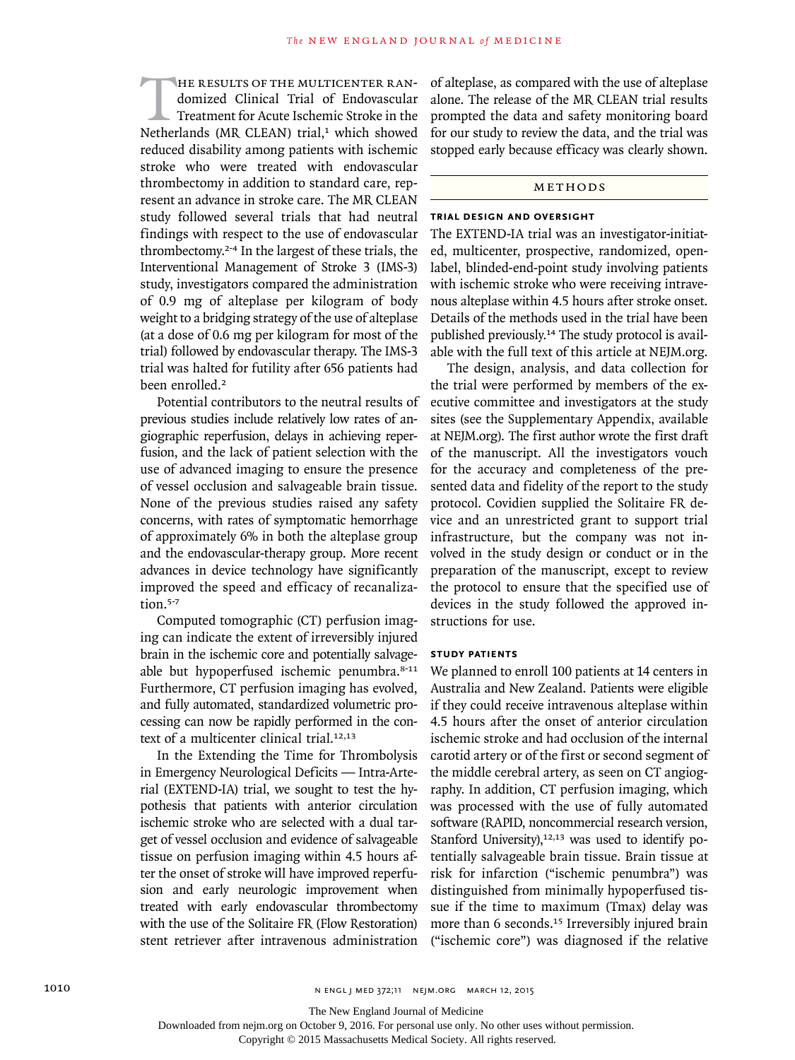The results of the multicenter Randomized Clinical Trial of Endovascular Treatment for Acute Ischemic Stroke in the Netherlands (MR CLEAN) trial,[1] which showed reduced disability among patients with ischemic stroke who were treated with endovascular thrombectomy in addition to standard care, represent an advance in stroke care. The MR CLEAN study followed several trials that had neutral findings with respect to the use of endovascular thrombectomy.[2-4] In the largest of these trials, the Interventional Management of Stroke 3 (IMS-3) study, investigators compared the administration of 0.9 mg of alteplase per kilogram of body weight to a bridging strategy of the use of alteplase (at a dose of 0.6 mg per kilogram for most of the trial) followed by endovascular therapy. The IMS-3 trial was halted for futility after 656 patients had been enrolled.[2]

Potential contributors to the neutral results of previous studies include relatively low rates of angiographic reperfusion, delays in achieving reperfusion, and the lack of patient selection with the use of advanced imaging to ensure the presence of vessel occlusion and salvageable brain tissue. None of the previous studies raised any safety concerns, with rates of symptomatic hemorrhage of approximately 6% in both the alteplase group and the endovascular-therapy group. More recent advances in device technology have significantly improved the speed and efficacy of recanalization.[5-7]

Computed tomographic (CT) perfusion imaging can indicate the extent of irreversibly injured brain in the ischemic core and potentially salvageable but hypoperfused ischemic penumbra.[8-11] Furthermore, CT perfusion imaging has evolved, and fully automated, standardized volumetric processing can now be rapidly performed in the context of a multicenter clinical trial.[12,13]

In the Extending the Time for Thrombolysis in Emergency Neurological Deficits — Intra-Arterial (EXTEND-IA) trial, we sought to test the hypothesis that patients with anterior circulation ischemic stroke who are selected with a dual target of vessel occlusion and evidence of salvageable tissue on perfusion imaging within 4.5 hours after the onset of stroke will have improved reperfusion and early neurologic improvement when treated with early endovascular thrombectomy with the use of the Solitaire FR (Flow Restoration) stent retriever after intravenous administration of alteplase, as compared with the use of alteplase alone. The release of the MR CLEAN trial results prompted the data and safety monitoring board for our study to review the data, and the trial was stopped early because efficacy was clearly shown.

## Methods

### Trial Design and Oversight

The EXTEND-IA trial was an investigator-initiated, multicenter, prospective, randomized, open-label, blinded-end-point study involving patients with ischemic stroke who were receiving intravenous alteplase within 4.5 hours after stroke onset. Details of the methods used in the trial have been published previously.[14] The study protocol is available with the full text of this article at NEJM.org.

The design, analysis, and data collection for the trial were performed by members of the executive committee and investigators at the study sites (see the Supplementary Appendix, available at NEJM.org). The first author wrote the first draft of the manuscript. All the investigators vouch for the accuracy and completeness of the presented data and fidelity of the report to the study protocol. Covidien supplied the Solitaire FR device and an unrestricted grant to support trial infrastructure, but the company was not involved in the study design or conduct or in the preparation of the manuscript, except to review the protocol to ensure that the specified use of devices in the study followed the approved instructions for use.

### Study Patients

We planned to enroll 100 patients at 14 centers in Australia and New Zealand. Patients were eligible if they could receive intravenous alteplase within 4.5 hours after the onset of anterior circulation ischemic stroke and had occlusion of the internal carotid artery or of the first or second segment of the middle cerebral artery, as seen on CT angiography. In addition, CT perfusion imaging, which was processed with the use of fully automated software (RAPID, noncommercial research version, Stanford University),[12,13] was used to identify potentially salvageable brain tissue. Brain tissue at risk for infarction ("ischemic penumbra") was distinguished from minimally hypoperfused tissue if the time to maximum (Tmax) delay was more than 6 seconds.[15] Irreversibly injured brain ("ischemic core") was diagnosed if the relative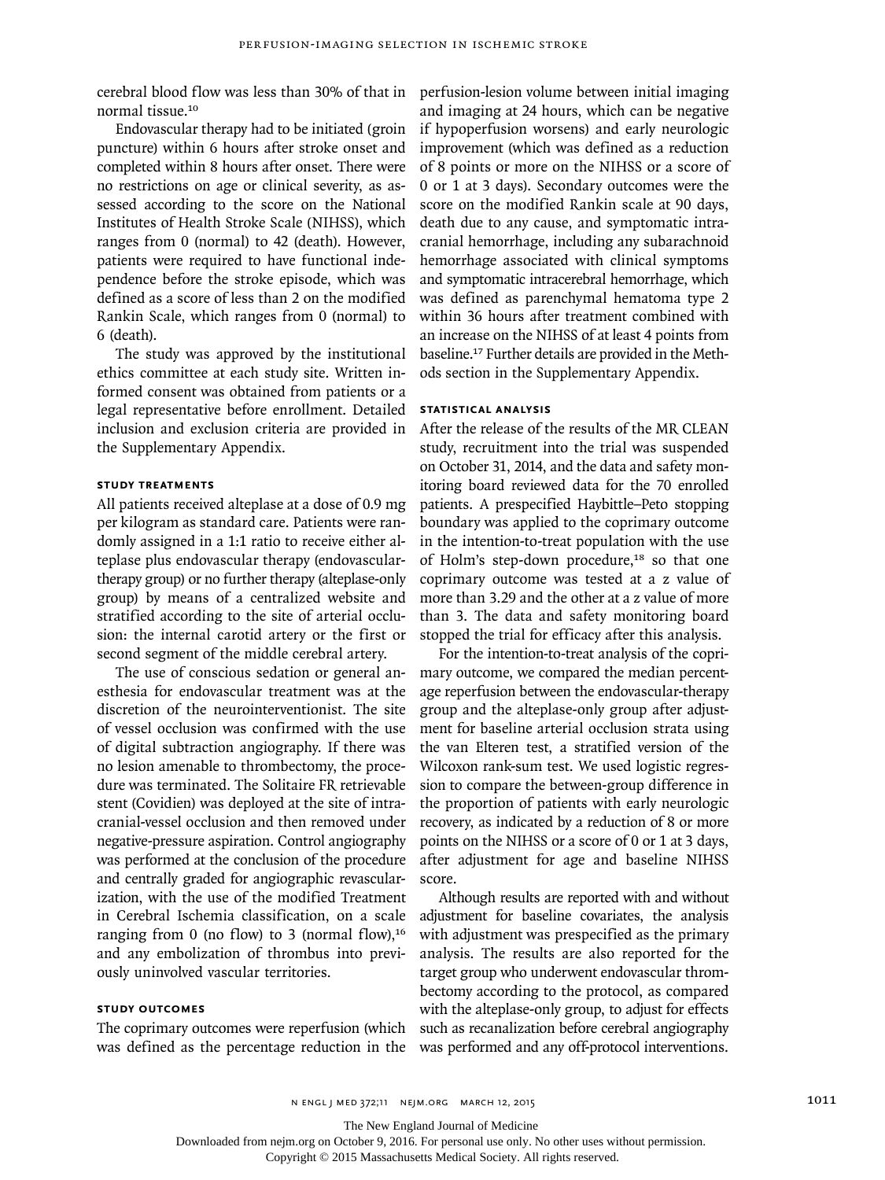cerebral blood flow was less than 30% of that in normal tissue.[10]

Endovascular therapy had to be initiated (groin puncture) within 6 hours after stroke onset and completed within 8 hours after onset. There were no restrictions on age or clinical severity, as assessed according to the score on the National Institutes of Health Stroke Scale (NIHSS), which ranges from 0 (normal) to 42 (death). However, patients were required to have functional independence before the stroke episode, which was defined as a score of less than 2 on the modified Rankin Scale, which ranges from 0 (normal) to 6 (death).

The study was approved by the institutional ethics committee at each study site. Written informed consent was obtained from patients or a legal representative before enrollment. Detailed inclusion and exclusion criteria are provided in the Supplementary Appendix.

### STUDY TREATMENTS

All patients received alteplase at a dose of 0.9 mg per kilogram as standard care. Patients were randomly assigned in a 1:1 ratio to receive either alteplase plus endovascular therapy (endovascular-therapy group) or no further therapy (alteplase-only group) by means of a centralized website and stratified according to the site of arterial occlusion: the internal carotid artery or the first or second segment of the middle cerebral artery.

The use of conscious sedation or general anesthesia for endovascular treatment was at the discretion of the neurointerventionist. The site of vessel occlusion was confirmed with the use of digital subtraction angiography. If there was no lesion amenable to thrombectomy, the procedure was terminated. The Solitaire FR retrievable stent (Covidien) was deployed at the site of intracranial-vessel occlusion and then removed under negative-pressure aspiration. Control angiography was performed at the conclusion of the procedure and centrally graded for angiographic revascularization, with the use of the modified Treatment in Cerebral Ischemia classification, on a scale ranging from 0 (no flow) to 3 (normal flow),[16] and any embolization of thrombus into previously uninvolved vascular territories.

### STUDY OUTCOMES

The coprimary outcomes were reperfusion (which was defined as the percentage reduction in the perfusion-lesion volume between initial imaging and imaging at 24 hours, which can be negative if hypoperfusion worsens) and early neurologic improvement (which was defined as a reduction of 8 points or more on the NIHSS or a score of 0 or 1 at 3 days). Secondary outcomes were the score on the modified Rankin scale at 90 days, death due to any cause, and symptomatic intracranial hemorrhage, including any subarachnoid hemorrhage associated with clinical symptoms and symptomatic intracerebral hemorrhage, which was defined as parenchymal hematoma type 2 within 36 hours after treatment combined with an increase on the NIHSS of at least 4 points from baseline.[17] Further details are provided in the Methods section in the Supplementary Appendix.

### STATISTICAL ANALYSIS

After the release of the results of the MR CLEAN study, recruitment into the trial was suspended on October 31, 2014, and the data and safety monitoring board reviewed data for the 70 enrolled patients. A prespecified Haybittle–Peto stopping boundary was applied to the coprimary outcome in the intention-to-treat population with the use of Holm's step-down procedure,[18] so that one coprimary outcome was tested at a z value of more than 3.29 and the other at a z value of more than 3. The data and safety monitoring board stopped the trial for efficacy after this analysis.

For the intention-to-treat analysis of the coprimary outcome, we compared the median percentage reperfusion between the endovascular-therapy group and the alteplase-only group after adjustment for baseline arterial occlusion strata using the van Elteren test, a stratified version of the Wilcoxon rank-sum test. We used logistic regression to compare the between-group difference in the proportion of patients with early neurologic recovery, as indicated by a reduction of 8 or more points on the NIHSS or a score of 0 or 1 at 3 days, after adjustment for age and baseline NIHSS score.

Although results are reported with and without adjustment for baseline covariates, the analysis with adjustment was prespecified as the primary analysis. The results are also reported for the target group who underwent endovascular thrombectomy according to the protocol, as compared with the alteplase-only group, to adjust for effects such as recanalization before cerebral angiography was performed and any off-protocol interventions.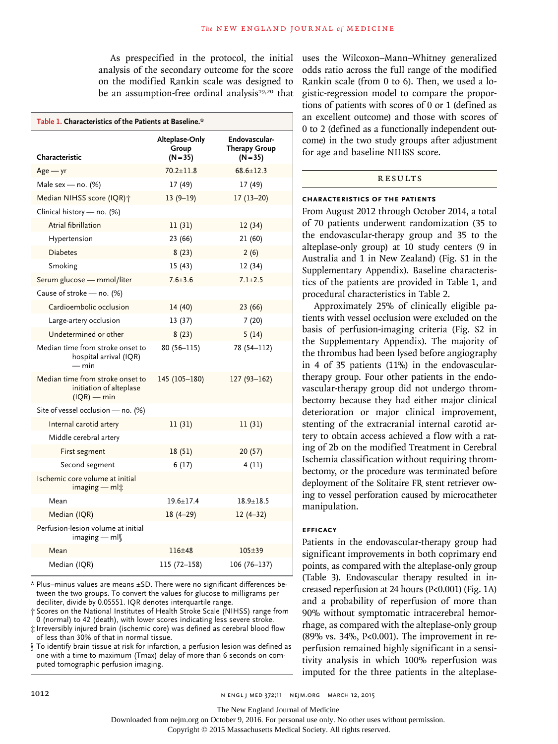As prespecified in the protocol, the initial analysis of the secondary outcome for the score on the modified Rankin scale was designed to be an assumption-free ordinal analysis[19,20] that uses the Wilcoxon–Mann–Whitney generalized odds ratio across the full range of the modified Rankin scale (from 0 to 6). Then, we used a logistic-regression model to compare the proportions of patients with scores of 0 or 1 (defined as an excellent outcome) and those with scores of 0 to 2 (defined as a functionally independent outcome) in the two study groups after adjustment for age and baseline NIHSS score.

**Table 1. Characteristics of the Patients at Baseline.***

| Characteristic | Alteplase-Only Group (N=35) | Endovascular-Therapy Group (N=35) |
|---|---|---|
| Age — yr | 70.2±11.8 | 68.6±12.3 |
| Male sex — no. (%) | 17 (49) | 17 (49) |
| Median NIHSS score (IQR)† | 13 (9–19) | 17 (13–20) |
| Clinical history — no. (%) | | |
| Atrial fibrillation | 11 (31) | 12 (34) |
| Hypertension | 23 (66) | 21 (60) |
| Diabetes | 8 (23) | 2 (6) |
| Smoking | 15 (43) | 12 (34) |
| Serum glucose — mmol/liter | 7.6±3.6 | 7.1±2.5 |
| Cause of stroke — no. (%) | | |
| Cardioembolic occlusion | 14 (40) | 23 (66) |
| Large-artery occlusion | 13 (37) | 7 (20) |
| Undetermined or other | 8 (23) | 5 (14) |
| Median time from stroke onset to hospital arrival (IQR) — min | 80 (56–115) | 78 (54–112) |
| Median time from stroke onset to initiation of alteplase (IQR) — min | 145 (105–180) | 127 (93–162) |
| Site of vessel occlusion — no. (%) | | |
| Internal carotid artery | 11 (31) | 11 (31) |
| Middle cerebral artery | | |
| First segment | 18 (51) | 20 (57) |
| Second segment | 6 (17) | 4 (11) |
| Ischemic core volume at initial imaging — ml‡ | | |
| Mean | 19.6±17.4 | 18.9±18.5 |
| Median (IQR) | 18 (4–29) | 12 (4–32) |
| Perfusion-lesion volume at initial imaging — ml§ | | |
| Mean | 116±48 | 105±39 |
| Median (IQR) | 115 (72–158) | 106 (76–137) |

\* Plus–minus values are means ±SD. There were no significant differences between the two groups. To convert the values for glucose to milligrams per deciliter, divide by 0.05551. IQR denotes interquartile range.

† Scores on the National Institutes of Health Stroke Scale (NIHSS) range from 0 (normal) to 42 (death), with lower scores indicating less severe stroke.

‡ Irreversibly injured brain (ischemic core) was defined as cerebral blood flow of less than 30% of that in normal tissue.

§ To identify brain tissue at risk for infarction, a perfusion lesion was defined as one with a time to maximum (Tmax) delay of more than 6 seconds on computed tomographic perfusion imaging.

## RESULTS

### CHARACTERISTICS OF THE PATIENTS

From August 2012 through October 2014, a total of 70 patients underwent randomization (35 to the endovascular-therapy group and 35 to the alteplase-only group) at 10 study centers (9 in Australia and 1 in New Zealand) (Fig. S1 in the Supplementary Appendix). Baseline characteristics of the patients are provided in Table 1, and procedural characteristics in Table 2.

Approximately 25% of clinically eligible patients with vessel occlusion were excluded on the basis of perfusion-imaging criteria (Fig. S2 in the Supplementary Appendix). The majority of the thrombus had been lysed before angiography in 4 of 35 patients (11%) in the endovascular-therapy group. Four other patients in the endovascular-therapy group did not undergo thrombectomy because they had either major clinical deterioration or major clinical improvement, stenting of the extracranial internal carotid artery to obtain access achieved a flow with a rating of 2b on the modified Treatment in Cerebral Ischemia classification without requiring thrombectomy, or the procedure was terminated before deployment of the Solitaire FR stent retriever owing to vessel perforation caused by microcatheter manipulation.

### EFFICACY

Patients in the endovascular-therapy group had significant improvements in both coprimary end points, as compared with the alteplase-only group (Table 3). Endovascular therapy resulted in increased reperfusion at 24 hours ($P<0.001$) (Fig. 1A) and a probability of reperfusion of more than 90% without symptomatic intracerebral hemorrhage, as compared with the alteplase-only group (89% vs. 34%, $P<0.001$). The improvement in reperfusion remained highly significant in a sensitivity analysis in which 100% reperfusion was imputed for the three patients in the alteplase-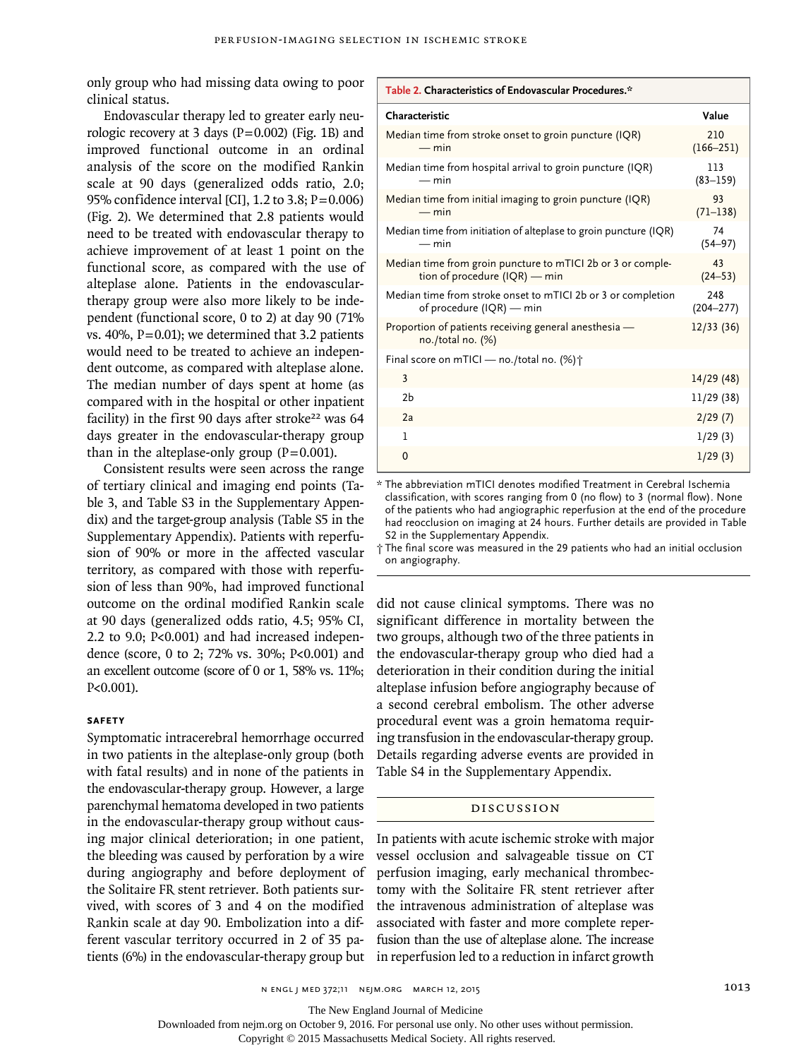only group who had missing data owing to poor clinical status.

Endovascular therapy led to greater early neurologic recovery at 3 days (P=0.002) (Fig. 1B) and improved functional outcome in an ordinal analysis of the score on the modified Rankin scale at 90 days (generalized odds ratio, 2.0; 95% confidence interval [CI], 1.2 to 3.8; P=0.006) (Fig. 2). We determined that 2.8 patients would need to be treated with endovascular therapy to achieve improvement of at least 1 point on the functional score, as compared with the use of alteplase alone. Patients in the endovascular-therapy group were also more likely to be independent (functional score, 0 to 2) at day 90 (71% vs. 40%, P=0.01); we determined that 3.2 patients would need to be treated to achieve an independent outcome, as compared with alteplase alone. The median number of days spent at home (as compared with in the hospital or other inpatient facility) in the first 90 days after stroke[22] was 64 days greater in the endovascular-therapy group than in the alteplase-only group (P=0.001).

Consistent results were seen across the range of tertiary clinical and imaging end points (Table 3, and Table S3 in the Supplementary Appendix) and the target-group analysis (Table S5 in the Supplementary Appendix). Patients with reperfusion of 90% or more in the affected vascular territory, as compared with those with reperfusion of less than 90%, had improved functional outcome on the ordinal modified Rankin scale at 90 days (generalized odds ratio, 4.5; 95% CI, 2.2 to 9.0; P<0.001) and had increased independence (score, 0 to 2; 72% vs. 30%; P<0.001) and an excellent outcome (score of 0 or 1, 58% vs. 11%; P<0.001).

**Table 2. Characteristics of Endovascular Procedures.***

| Characteristic | Value |
|---|---|
| Median time from stroke onset to groin puncture (IQR) — min | 210 (166–251) |
| Median time from hospital arrival to groin puncture (IQR) — min | 113 (83–159) |
| Median time from initial imaging to groin puncture (IQR) — min | 93 (71–138) |
| Median time from initiation of alteplase to groin puncture (IQR) — min | 74 (54–97) |
| Median time from groin puncture to mTICI 2b or 3 or completion of procedure (IQR) — min | 43 (24–53) |
| Median time from stroke onset to mTICI 2b or 3 or completion of procedure (IQR) — min | 248 (204–277) |
| Proportion of patients receiving general anesthesia — no./total no. (%) | 12/33 (36) |
| Final score on mTICI — no./total no. (%)† | |
| 3 | 14/29 (48) |
| 2b | 11/29 (38) |
| 2a | 2/29 (7) |
| 1 | 1/29 (3) |
| 0 | 1/29 (3) |

\* The abbreviation mTICI denotes modified Treatment in Cerebral Ischemia classification, with scores ranging from 0 (no flow) to 3 (normal flow). None of the patients who had angiographic reperfusion at the end of the procedure had reocclusion on imaging at 24 hours. Further details are provided in Table S2 in the Supplementary Appendix.

† The final score was measured in the 29 patients who had an initial occlusion on angiography.

### SAFETY

Symptomatic intracerebral hemorrhage occurred in two patients in the alteplase-only group (both with fatal results) and in none of the patients in the endovascular-therapy group. However, a large parenchymal hematoma developed in two patients in the endovascular-therapy group without causing major clinical deterioration; in one patient, the bleeding was caused by perforation by a wire during angiography and before deployment of the Solitaire FR stent retriever. Both patients survived, with scores of 3 and 4 on the modified Rankin scale at day 90. Embolization into a different vascular territory occurred in 2 of 35 patients (6%) in the endovascular-therapy group but did not cause clinical symptoms. There was no significant difference in mortality between the two groups, although two of the three patients in the endovascular-therapy group who died had a deterioration in their condition during the initial alteplase infusion before angiography because of a second cerebral embolism. The other adverse procedural event was a groin hematoma requiring transfusion in the endovascular-therapy group. Details regarding adverse events are provided in Table S4 in the Supplementary Appendix.

## DISCUSSION

In patients with acute ischemic stroke with major vessel occlusion and salvageable tissue on CT perfusion imaging, early mechanical thrombectomy with the Solitaire FR stent retriever after the intravenous administration of alteplase was associated with faster and more complete reperfusion than the use of alteplase alone. The increase in reperfusion led to a reduction in infarct growth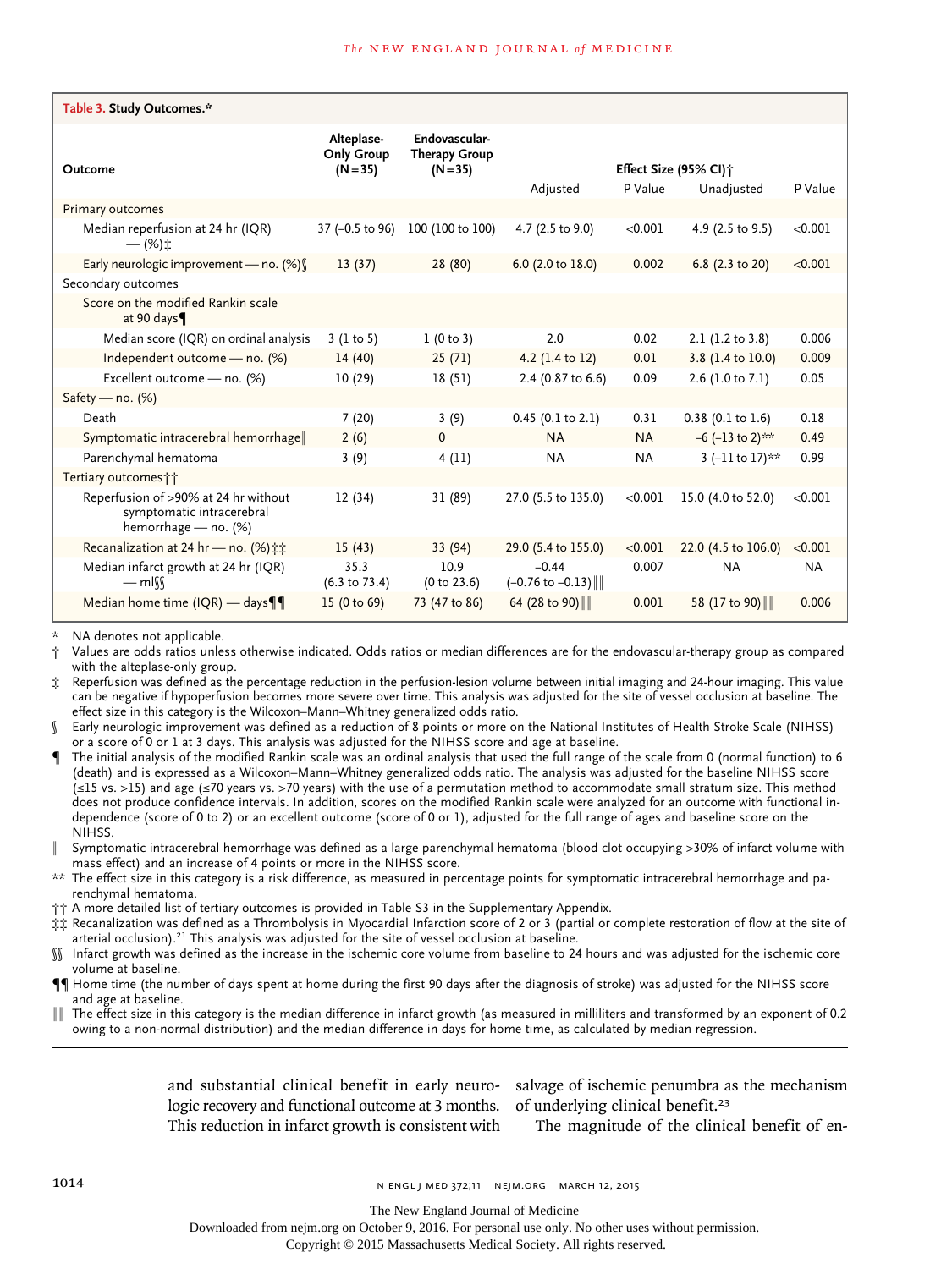**Table 3. Study Outcomes.***

| Outcome | Alteplase-Only Group (N=35) | Endovascular-Therapy Group (N=35) | Effect Size (95% CI)† | | | |
|---|---|---|---|---|---|---|
| | | | Adjusted | P Value | Unadjusted | P Value |
| **Primary outcomes** | | | | | | |
| Median reperfusion at 24 hr (IQR) — (%)‡ | 37 (−0.5 to 96) | 100 (100 to 100) | 4.7 (2.5 to 9.0) | <0.001 | 4.9 (2.5 to 9.5) | <0.001 |
| Early neurologic improvement — no. (%)§ | 13 (37) | 28 (80) | 6.0 (2.0 to 18.0) | 0.002 | 6.8 (2.3 to 20) | <0.001 |
| **Secondary outcomes** | | | | | | |
| Score on the modified Rankin scale at 90 days¶ | | | | | | |
| Median score (IQR) on ordinal analysis | 3 (1 to 5) | 1 (0 to 3) | 2.0 | 0.02 | 2.1 (1.2 to 3.8) | 0.006 |
| Independent outcome — no. (%) | 14 (40) | 25 (71) | 4.2 (1.4 to 12) | 0.01 | 3.8 (1.4 to 10.0) | 0.009 |
| Excellent outcome — no. (%) | 10 (29) | 18 (51) | 2.4 (0.87 to 6.6) | 0.09 | 2.6 (1.0 to 7.1) | 0.05 |
| **Safety — no. (%)** | | | | | | |
| Death | 7 (20) | 3 (9) | 0.45 (0.1 to 2.1) | 0.31 | 0.38 (0.1 to 1.6) | 0.18 |
| Symptomatic intracerebral hemorrhage‖ | 2 (6) | 0 | NA | NA | −6 (−13 to 2)** | 0.49 |
| Parenchymal hematoma | 3 (9) | 4 (11) | NA | NA | 3 (−11 to 17)** | 0.99 |
| **Tertiary outcomes††** | | | | | | |
| Reperfusion of >90% at 24 hr without symptomatic intracerebral hemorrhage — no. (%) | 12 (34) | 31 (89) | 27.0 (5.5 to 135.0) | <0.001 | 15.0 (4.0 to 52.0) | <0.001 |
| Recanalization at 24 hr — no. (%)‡‡ | 15 (43) | 33 (94) | 29.0 (5.4 to 155.0) | <0.001 | 22.0 (4.5 to 106.0) | <0.001 |
| Median infarct growth at 24 hr (IQR) — ml§§ | 35.3 (6.3 to 73.4) | 10.9 (0 to 23.6) | −0.44 (−0.76 to −0.13)‖‖ | 0.007 | NA | NA |
| Median home time (IQR) — days¶¶ | 15 (0 to 69) | 73 (47 to 86) | 64 (28 to 90)‖‖ | 0.001 | 58 (17 to 90)‖‖ | 0.006 |

\* NA denotes not applicable.

† Values are odds ratios unless otherwise indicated. Odds ratios or median differences are for the endovascular-therapy group as compared with the alteplase-only group.

‡ Reperfusion was defined as the percentage reduction in the perfusion-lesion volume between initial imaging and 24-hour imaging. This value can be negative if hypoperfusion becomes more severe over time. This analysis was adjusted for the site of vessel occlusion at baseline. The effect size in this category is the Wilcoxon–Mann–Whitney generalized odds ratio.

§ Early neurologic improvement was defined as a reduction of 8 points or more on the National Institutes of Health Stroke Scale (NIHSS) or a score of 0 or 1 at 3 days. This analysis was adjusted for the NIHSS score and age at baseline.

¶ The initial analysis of the modified Rankin scale was an ordinal analysis that used the full range of the scale from 0 (normal function) to 6 (death) and is expressed as a Wilcoxon–Mann–Whitney generalized odds ratio. The analysis was adjusted for the baseline NIHSS score (≤15 vs. >15) and age (≤70 years vs. >70 years) with the use of a permutation method to accommodate small stratum size. This method does not produce confidence intervals. In addition, scores on the modified Rankin scale were analyzed for an outcome with functional independence (score of 0 to 2) or an excellent outcome (score of 0 or 1), adjusted for the full range of ages and baseline score on the NIHSS.

‖ Symptomatic intracerebral hemorrhage was defined as a large parenchymal hematoma (blood clot occupying >30% of infarct volume with mass effect) and an increase of 4 points or more in the NIHSS score.

** The effect size in this category is a risk difference, as measured in percentage points for symptomatic intracerebral hemorrhage and parenchymal hematoma.

†† A more detailed list of tertiary outcomes is provided in Table S3 in the Supplementary Appendix.

‡‡ Recanalization was defined as a Thrombolysis in Myocardial Infarction score of 2 or 3 (partial or complete restoration of flow at the site of arterial occlusion).[21] This analysis was adjusted for the site of vessel occlusion at baseline.

§§ Infarct growth was defined as the increase in the ischemic core volume from baseline to 24 hours and was adjusted for the ischemic core volume at baseline.

¶¶ Home time (the number of days spent at home during the first 90 days after the diagnosis of stroke) was adjusted for the NIHSS score and age at baseline.

‖‖ The effect size in this category is the median difference in infarct growth (as measured in milliliters and transformed by an exponent of 0.2 owing to a non-normal distribution) and the median difference in days for home time, as calculated by median regression.

and substantial clinical benefit in early neurologic recovery and functional outcome at 3 months. This reduction in infarct growth is consistent with salvage of ischemic penumbra as the mechanism of underlying clinical benefit.[23]

The magnitude of the clinical benefit of en-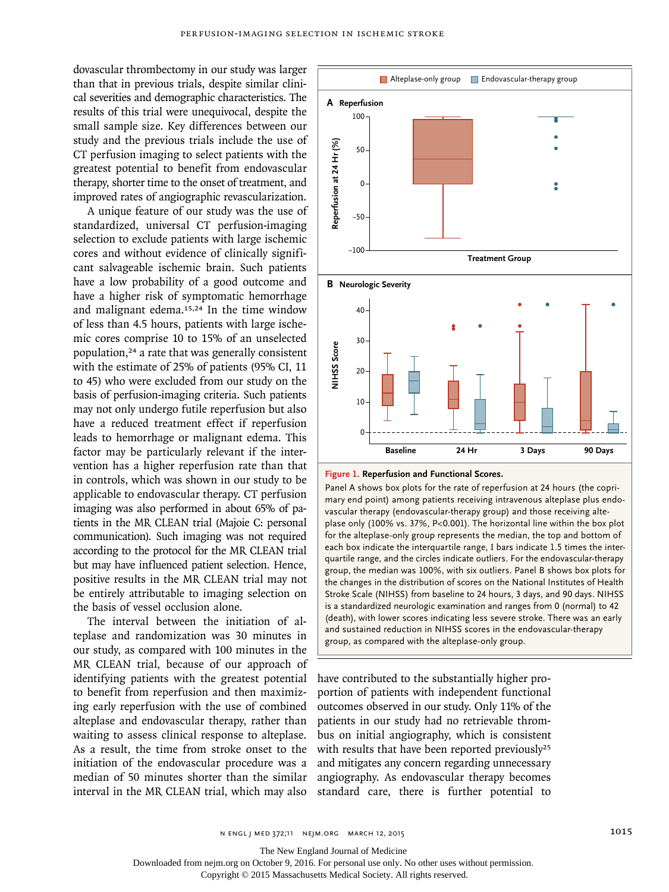dovascular thrombectomy in our study was larger than that in previous trials, despite similar clinical severities and demographic characteristics. The results of this trial were unequivocal, despite the small sample size. Key differences between our study and the previous trials include the use of CT perfusion imaging to select patients with the greatest potential to benefit from endovascular therapy, shorter time to the onset of treatment, and improved rates of angiographic revascularization.

A unique feature of our study was the use of standardized, universal CT perfusion-imaging selection to exclude patients with large ischemic cores and without evidence of clinically significant salvageable ischemic brain. Such patients have a low probability of a good outcome and have a higher risk of symptomatic hemorrhage and malignant edema.[15,24] In the time window of less than 4.5 hours, patients with large ischemic cores comprise 10 to 15% of an unselected population,[24] a rate that was generally consistent with the estimate of 25% of patients (95% CI, 11 to 45) who were excluded from our study on the basis of perfusion-imaging criteria. Such patients may not only undergo futile reperfusion but also have a reduced treatment effect if reperfusion leads to hemorrhage or malignant edema. This factor may be particularly relevant if the intervention has a higher reperfusion rate than that in controls, which was shown in our study to be applicable to endovascular therapy. CT perfusion imaging was also performed in about 65% of patients in the MR CLEAN trial (Majoie C: personal communication). Such imaging was not required according to the protocol for the MR CLEAN trial but may have influenced patient selection. Hence, positive results in the MR CLEAN trial may not be entirely attributable to imaging selection on the basis of vessel occlusion alone.

The interval between the initiation of alteplase and randomization was 30 minutes in our study, as compared with 100 minutes in the MR CLEAN trial, because of our approach of identifying patients with the greatest potential to benefit from reperfusion and then maximizing early reperfusion with the use of combined alteplase and endovascular therapy, rather than waiting to assess clinical response to alteplase. As a result, the time from stroke onset to the initiation of the endovascular procedure was a median of 50 minutes shorter than the similar interval in the MR CLEAN trial, which may also have contributed to the substantially higher proportion of patients with independent functional outcomes observed in our study. Only 11% of the patients in our study had no retrievable thrombus on initial angiography, which is consistent with results that have been reported previously[25] and mitigates any concern regarding unnecessary angiography. As endovascular therapy becomes standard care, there is further potential to

**Figure 1. Reperfusion and Functional Scores.**

Panel A shows box plots for the rate of reperfusion at 24 hours (the coprimary end point) among patients receiving intravenous alteplase plus endovascular therapy (endovascular-therapy group) and those receiving alteplase only (100% vs. 37%, P<0.001). The horizontal line within the box plot for the alteplase-only group represents the median, the top and bottom of each box indicate the interquartile range, I bars indicate 1.5 times the interquartile range, and the circles indicate outliers. For the endovascular-therapy group, the median was 100%, with six outliers. Panel B shows box plots for the changes in the distribution of scores on the National Institutes of Health Stroke Scale (NIHSS) from baseline to 24 hours, 3 days, and 90 days. NIHSS is a standardized neurologic examination and ranges from 0 (normal) to 42 (death), with lower scores indicating less severe stroke. There was an early and sustained reduction in NIHSS scores in the endovascular-therapy group, as compared with the alteplase-only group.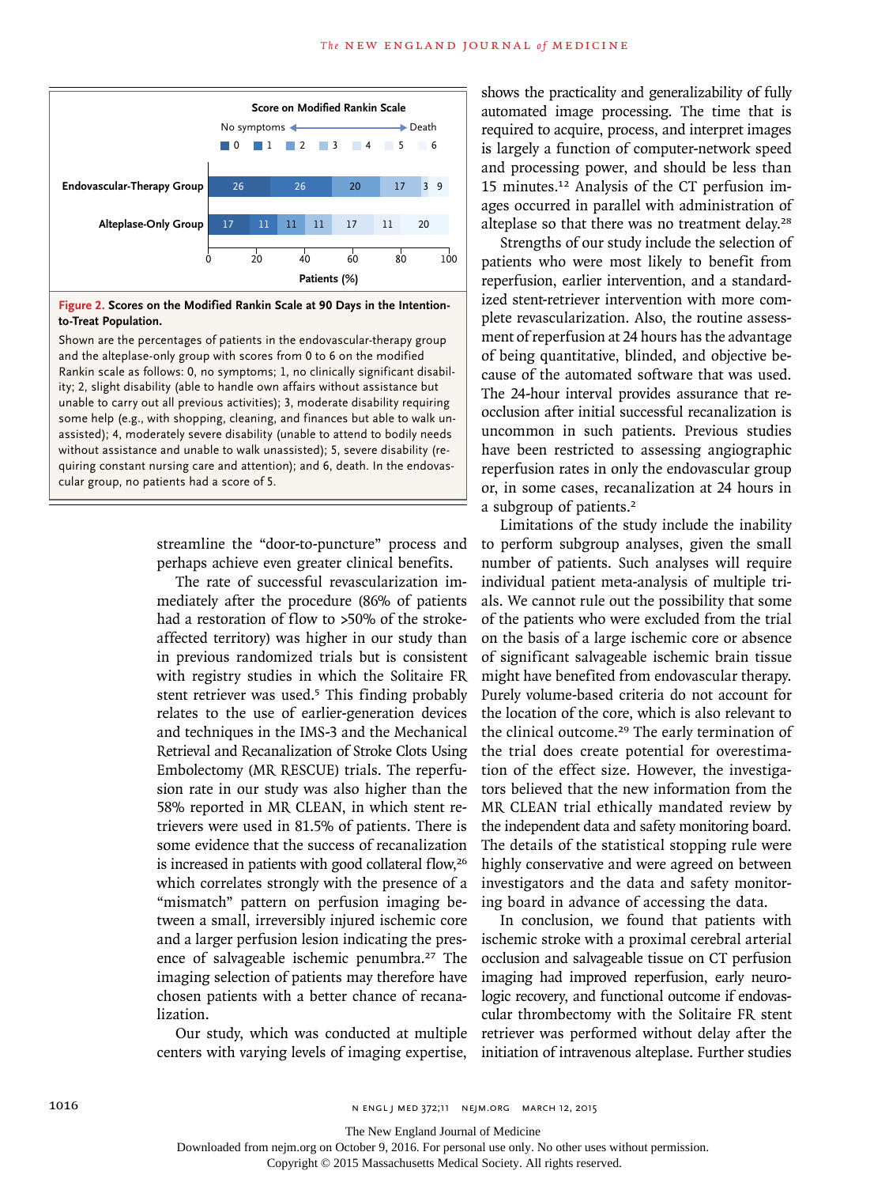Score on Modified Rankin Scale

No symptoms ← → Death

| Group | 0 | 1 | 2 | 3 | 4 | 5 | 6 |
|---|---|---|---|---|---|---|---|
| Endovascular-Therapy Group | 26 | 26 | 20 | 17 | 3 | | 9 |
| Alteplase-Only Group | 17 | 11 | 11 | 11 | 17 | 11 | 20 |

Patients (%)

**Figure 2. Scores on the Modified Rankin Scale at 90 Days in the Intention-to-Treat Population.**

Shown are the percentages of patients in the endovascular-therapy group and the alteplase-only group with scores from 0 to 6 on the modified Rankin scale as follows: 0, no symptoms; 1, no clinically significant disability; 2, slight disability (able to handle own affairs without assistance but unable to carry out all previous activities); 3, moderate disability requiring some help (e.g., with shopping, cleaning, and finances but able to walk unassisted); 4, moderately severe disability (unable to attend to bodily needs without assistance and unable to walk unassisted); 5, severe disability (requiring constant nursing care and attention); and 6, death. In the endovascular group, no patients had a score of 5.

streamline the "door-to-puncture" process and perhaps achieve even greater clinical benefits.

The rate of successful revascularization immediately after the procedure (86% of patients had a restoration of flow to >50% of the stroke-affected territory) was higher in our study than in previous randomized trials but is consistent with registry studies in which the Solitaire FR stent retriever was used.[5] This finding probably relates to the use of earlier-generation devices and techniques in the IMS-3 and the Mechanical Retrieval and Recanalization of Stroke Clots Using Embolectomy (MR RESCUE) trials. The reperfusion rate in our study was also higher than the 58% reported in MR CLEAN, in which stent retrievers were used in 81.5% of patients. There is some evidence that the success of recanalization is increased in patients with good collateral flow,[26] which correlates strongly with the presence of a "mismatch" pattern on perfusion imaging between a small, irreversibly injured ischemic core and a larger perfusion lesion indicating the presence of salvageable ischemic penumbra.[27] The imaging selection of patients may therefore have chosen patients with a better chance of recanalization.

Our study, which was conducted at multiple centers with varying levels of imaging expertise, shows the practicality and generalizability of fully automated image processing. The time that is required to acquire, process, and interpret images is largely a function of computer-network speed and processing power, and should be less than 15 minutes.[12] Analysis of the CT perfusion images occurred in parallel with administration of alteplase so that there was no treatment delay.[28]

Strengths of our study include the selection of patients who were most likely to benefit from reperfusion, earlier intervention, and a standardized stent-retriever intervention with more complete revascularization. Also, the routine assessment of reperfusion at 24 hours has the advantage of being quantitative, blinded, and objective because of the automated software that was used. The 24-hour interval provides assurance that reocclusion after initial successful recanalization is uncommon in such patients. Previous studies have been restricted to assessing angiographic reperfusion rates in only the endovascular group or, in some cases, recanalization at 24 hours in a subgroup of patients.[2]

Limitations of the study include the inability to perform subgroup analyses, given the small number of patients. Such analyses will require individual patient meta-analysis of multiple trials. We cannot rule out the possibility that some of the patients who were excluded from the trial on the basis of a large ischemic core or absence of significant salvageable ischemic brain tissue might have benefited from endovascular therapy. Purely volume-based criteria do not account for the location of the core, which is also relevant to the clinical outcome.[29] The early termination of the trial does create potential for overestimation of the effect size. However, the investigators believed that the new information from the MR CLEAN trial ethically mandated review by the independent data and safety monitoring board. The details of the statistical stopping rule were highly conservative and were agreed on between investigators and the data and safety monitoring board in advance of accessing the data.

In conclusion, we found that patients with ischemic stroke with a proximal cerebral arterial occlusion and salvageable tissue on CT perfusion imaging had improved reperfusion, early neurologic recovery, and functional outcome if endovascular thrombectomy with the Solitaire FR stent retriever was performed without delay after the initiation of intravenous alteplase. Further studies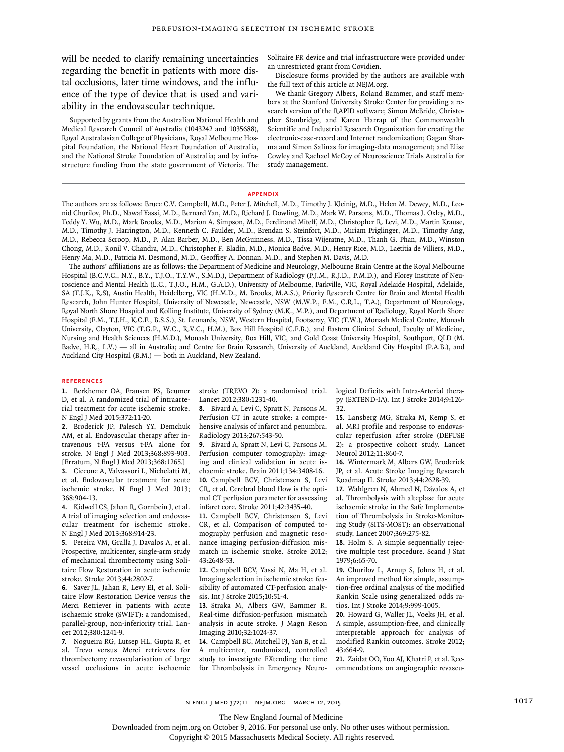will be needed to clarify remaining uncertainties regarding the benefit in patients with more distal occlusions, later time windows, and the influence of the type of device that is used and variability in the endovascular technique.

Supported by grants from the Australian National Health and Medical Research Council of Australia (1043242 and 1035688), Royal Australasian College of Physicians, Royal Melbourne Hospital Foundation, the National Heart Foundation of Australia, and the National Stroke Foundation of Australia; and by infrastructure funding from the state government of Victoria. The Solitaire FR device and trial infrastructure were provided under an unrestricted grant from Covidien.

Disclosure forms provided by the authors are available with the full text of this article at NEJM.org.

We thank Gregory Albers, Roland Bammer, and staff members at the Stanford University Stroke Center for providing a research version of the RAPID software; Simon McBride, Christopher Stanbridge, and Karen Harrap of the Commonwealth Scientific and Industrial Research Organization for creating the electronic-case-record and Internet randomization; Gagan Sharma and Simon Salinas for imaging-data management; and Elise Cowley and Rachael McCoy of Neuroscience Trials Australia for study management.

## APPENDIX

The authors are as follows: Bruce C.V. Campbell, M.D., Peter J. Mitchell, M.D., Timothy J. Kleinig, M.D., Helen M. Dewey, M.D., Leonid Churilov, Ph.D., Nawaf Yassi, M.D., Bernard Yan, M.D., Richard J. Dowling, M.D., Mark W. Parsons, M.D., Thomas J. Oxley, M.D., Teddy Y. Wu, M.D., Mark Brooks, M.D., Marion A. Simpson, M.D., Ferdinand Miteff, M.D., Christopher R. Levi, M.D., Martin Krause, M.D., Timothy J. Harrington, M.D., Kenneth C. Faulder, M.D., Brendan S. Steinfort, M.D., Miriam Priglinger, M.D., Timothy Ang, M.D., Rebecca Scroop, M.D., P. Alan Barber, M.D., Ben McGuinness, M.D., Tissa Wijeratne, M.D., Thanh G. Phan, M.D., Winston Chong, M.D., Ronil V. Chandra, M.D., Christopher F. Bladin, M.D., Monica Badve, M.D., Henry Rice, M.D., Laetitia de Villiers, M.D., Henry Ma, M.D., Patricia M. Desmond, M.D., Geoffrey A. Donnan, M.D., and Stephen M. Davis, M.D.

The authors' affiliations are as follows: the Department of Medicine and Neurology, Melbourne Brain Centre at the Royal Melbourne Hospital (B.C.V.C., N.Y., B.Y., T.J.O., T.Y.W., S.M.D.), Department of Radiology (P.J.M., R.J.D., P.M.D.), and Florey Institute of Neuroscience and Mental Health (L.C., T.J.O., H.M., G.A.D.), University of Melbourne, Parkville, VIC, Royal Adelaide Hospital, Adelaide, SA (T.J.K., R.S), Austin Health, Heidelberg, VIC (H.M.D., M. Brooks, M.A.S.), Priority Research Centre for Brain and Mental Health Research, John Hunter Hospital, University of Newcastle, Newcastle, NSW (M.W.P., F.M., C.R.L., T.A.), Department of Neurology, Royal North Shore Hospital and Kolling Institute, University of Sydney (M.K., M.P.), and Department of Radiology, Royal North Shore Hospital (F.M., T.J.H., K.C.F., B.S.S.), St. Leonards, NSW, Western Hospital, Footscray, VIC (T.W.), Monash Medical Centre, Monash University, Clayton, VIC (T.G.P., W.C., R.V.C., H.M.), Box Hill Hospital (C.F.B.), and Eastern Clinical School, Faculty of Medicine, Nursing and Health Sciences (H.M.D.), Monash University, Box Hill, VIC, and Gold Coast University Hospital, Southport, QLD (M. Badve, H.R., L.V.) — all in Australia; and Centre for Brain Research, University of Auckland, Auckland City Hospital (P.A.B.), and Auckland City Hospital (B.M.) — both in Auckland, New Zealand.

## REFERENCES

1. Berkhemer OA, Fransen PS, Beumer D, et al. A randomized trial of intraarterial treatment for acute ischemic stroke. N Engl J Med 2015;372:11-20.
2. Broderick JP, Palesch YY, Demchuk AM, et al. Endovascular therapy after intravenous t-PA versus t-PA alone for stroke. N Engl J Med 2013;368:893-903. [Erratum, N Engl J Med 2013;368:1265.]
3. Ciccone A, Valvassori L, Nichelatti M, et al. Endovascular treatment for acute ischemic stroke. N Engl J Med 2013;368:904-13.
4. Kidwell CS, Jahan R, Gornbein J, et al. A trial of imaging selection and endovascular treatment for ischemic stroke. N Engl J Med 2013;368:914-23.
5. Pereira VM, Gralla J, Davalos A, et al. Prospective, multicenter, single-arm study of mechanical thrombectomy using Solitaire Flow Restoration in acute ischemic stroke. Stroke 2013;44:2802-7.
6. Saver JL, Jahan R, Levy EI, et al. Solitaire Flow Restoration Device versus the Merci Retriever in patients with acute ischaemic stroke (SWIFT): a randomised, parallel-group, non-inferiority trial. Lancet 2012;380:1241-9.
7. Nogueira RG, Lutsep HL, Gupta R, et al. Trevo versus Merci retrievers for thrombectomy revascularisation of large vessel occlusions in acute ischaemic stroke (TREVO 2): a randomised trial. Lancet 2012;380:1231-40.
8. Bivard A, Levi C, Spratt N, Parsons M. Perfusion CT in acute stroke: a comprehensive analysis of infarct and penumbra. Radiology 2013;267:543-50.
9. Bivard A, Spratt N, Levi C, Parsons M. Perfusion computer tomography: imaging and clinical validation in acute ischaemic stroke. Brain 2011;134:3408-16.
10. Campbell BCV, Christensen S, Levi CR, et al. Cerebral blood flow is the optimal CT perfusion parameter for assessing infarct core. Stroke 2011;42:3435-40.
11. Campbell BCV, Christensen S, Levi CR, et al. Comparison of computed tomography perfusion and magnetic resonance imaging perfusion-diffusion mismatch in ischemic stroke. Stroke 2012;43:2648-53.
12. Campbell BCV, Yassi N, Ma H, et al. Imaging selection in ischemic stroke: feasibility of automated CT-perfusion analysis. Int J Stroke 2015;10:51-4.
13. Straka M, Albers GW, Bammer R. Real-time diffusion-perfusion mismatch analysis in acute stroke. J Magn Reson Imaging 2010;32:1024-37.
14. Campbell BC, Mitchell PJ, Yan B, et al. A multicenter, randomized, controlled study to investigate EXtending the time for Thrombolysis in Emergency Neurological Deficits with Intra-Arterial therapy (EXTEND-IA). Int J Stroke 2014;9:126-32.
15. Lansberg MG, Straka M, Kemp S, et al. MRI profile and response to endovascular reperfusion after stroke (DEFUSE 2): a prospective cohort study. Lancet Neurol 2012;11:860-7.
16. Wintermark M, Albers GW, Broderick JP, et al. Acute Stroke Imaging Research Roadmap II. Stroke 2013;44:2628-39.
17. Wahlgren N, Ahmed N, Dávalos A, et al. Thrombolysis with alteplase for acute ischaemic stroke in the Safe Implementation of Thrombolysis in Stroke-Monitoring Study (SITS-MOST): an observational study. Lancet 2007;369:275-82.
18. Holm S. A simple sequentially rejective multiple test procedure. Scand J Stat 1979;6:65-70.
19. Churilov L, Arnup S, Johns H, et al. An improved method for simple, assumption-free ordinal analysis of the modified Rankin Scale using generalized odds ratios. Int J Stroke 2014;9:999-1005.
20. Howard G, Waller JL, Voeks JH, et al. A simple, assumption-free, and clinically interpretable approach for analysis of modified Rankin outcomes. Stroke 2012;43:664-9.
21. Zaidat OO, Yoo AJ, Khatri P, et al. Recommendations on angiographic revascu-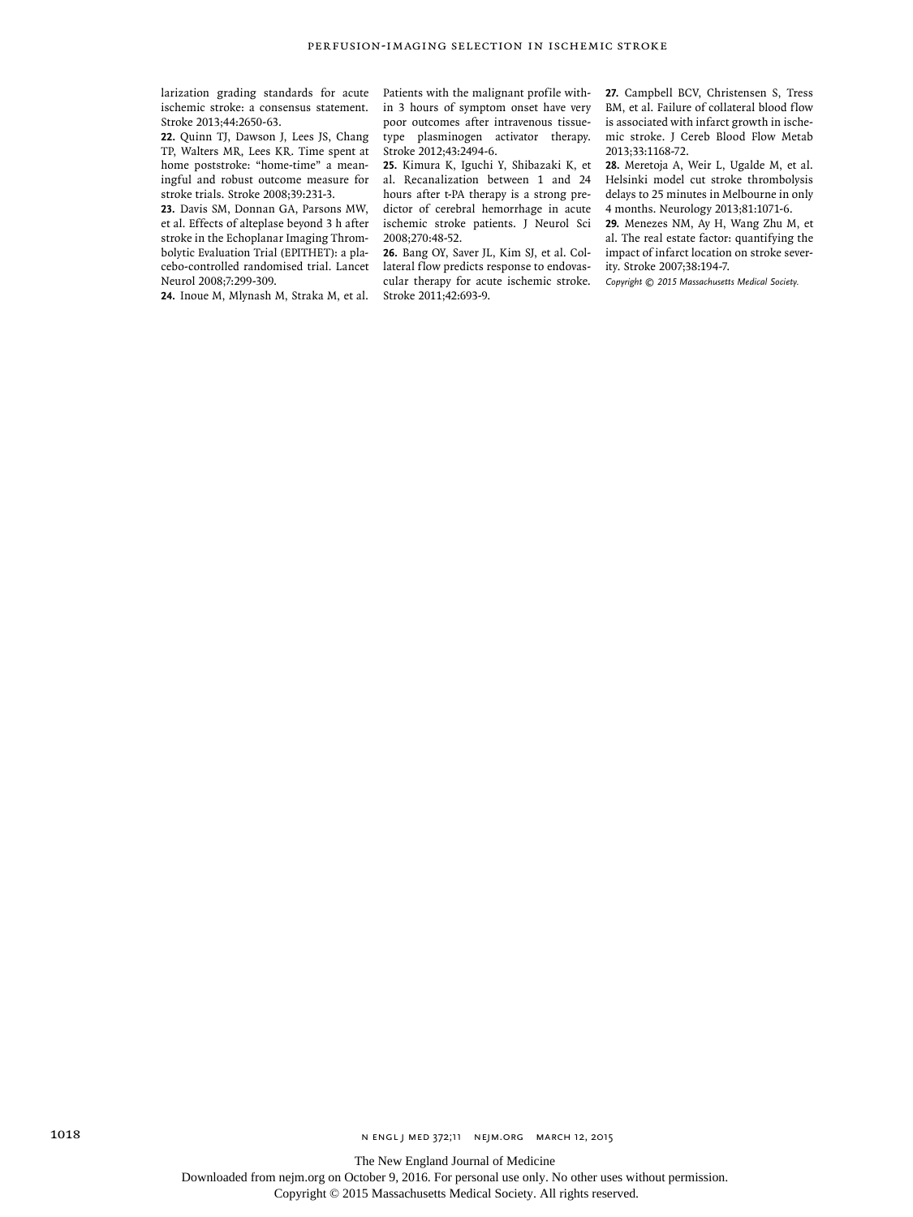larization grading standards for acute ischemic stroke: a consensus statement. Stroke 2013;44:2650-63.

**22.** Quinn TJ, Dawson J, Lees JS, Chang TP, Walters MR, Lees KR. Time spent at home poststroke: "home-time" a meaningful and robust outcome measure for stroke trials. Stroke 2008;39:231-3.

**23.** Davis SM, Donnan GA, Parsons MW, et al. Effects of alteplase beyond 3 h after stroke in the Echoplanar Imaging Thrombolytic Evaluation Trial (EPITHET): a placebo-controlled randomised trial. Lancet Neurol 2008;7:299-309.

**24.** Inoue M, Mlynash M, Straka M, et al. Patients with the malignant profile within 3 hours of symptom onset have very poor outcomes after intravenous tissue-type plasminogen activator therapy. Stroke 2012;43:2494-6.

**25.** Kimura K, Iguchi Y, Shibazaki K, et al. Recanalization between 1 and 24 hours after t-PA therapy is a strong predictor of cerebral hemorrhage in acute ischemic stroke patients. J Neurol Sci 2008;270:48-52.

**26.** Bang OY, Saver JL, Kim SJ, et al. Collateral flow predicts response to endovascular therapy for acute ischemic stroke. Stroke 2011;42:693-9.

**27.** Campbell BCV, Christensen S, Tress BM, et al. Failure of collateral blood flow is associated with infarct growth in ischemic stroke. J Cereb Blood Flow Metab 2013;33:1168-72.

**28.** Meretoja A, Weir L, Ugalde M, et al. Helsinki model cut stroke thrombolysis delays to 25 minutes in Melbourne in only 4 months. Neurology 2013;81:1071-6.

**29.** Menezes NM, Ay H, Wang Zhu M, et al. The real estate factor: quantifying the impact of infarct location on stroke severity. Stroke 2007;38:194-7.

*Copyright © 2015 Massachusetts Medical Society.*